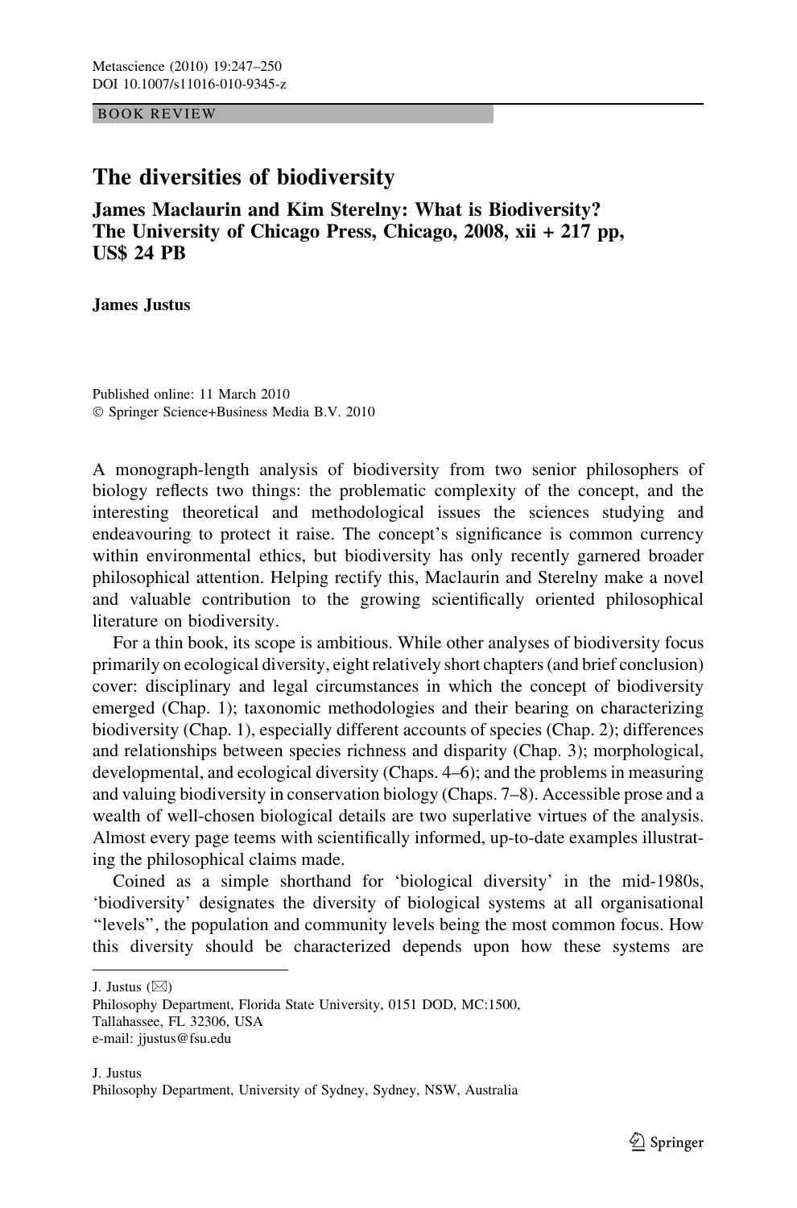BOOK REVIEW

# The diversities of biodiversity

## James Maclaurin and Kim Sterelny: What is Biodiversity? The University of Chicago Press, Chicago, 2008, xii + 217 pp, US$ 24 PB

**James Justus**

Published online: 11 March 2010
© Springer Science+Business Media B.V. 2010

A monograph-length analysis of biodiversity from two senior philosophers of biology reflects two things: the problematic complexity of the concept, and the interesting theoretical and methodological issues the sciences studying and endeavouring to protect it raise. The concept's significance is common currency within environmental ethics, but biodiversity has only recently garnered broader philosophical attention. Helping rectify this, Maclaurin and Sterelny make a novel and valuable contribution to the growing scientifically oriented philosophical literature on biodiversity.

For a thin book, its scope is ambitious. While other analyses of biodiversity focus primarily on ecological diversity, eight relatively short chapters (and brief conclusion) cover: disciplinary and legal circumstances in which the concept of biodiversity emerged (Chap. 1); taxonomic methodologies and their bearing on characterizing biodiversity (Chap. 1), especially different accounts of species (Chap. 2); differences and relationships between species richness and disparity (Chap. 3); morphological, developmental, and ecological diversity (Chaps. 4–6); and the problems in measuring and valuing biodiversity in conservation biology (Chaps. 7–8). Accessible prose and a wealth of well-chosen biological details are two superlative virtues of the analysis. Almost every page teems with scientifically informed, up-to-date examples illustrating the philosophical claims made.

Coined as a simple shorthand for 'biological diversity' in the mid-1980s, 'biodiversity' designates the diversity of biological systems at all organisational "levels", the population and community levels being the most common focus. How this diversity should be characterized depends upon how these systems are

---

J. Justus (✉)
Philosophy Department, Florida State University, 0151 DOD, MC:1500,
Tallahassee, FL 32306, USA
e-mail: jjustus@fsu.edu

J. Justus
Philosophy Department, University of Sydney, Sydney, NSW, Australia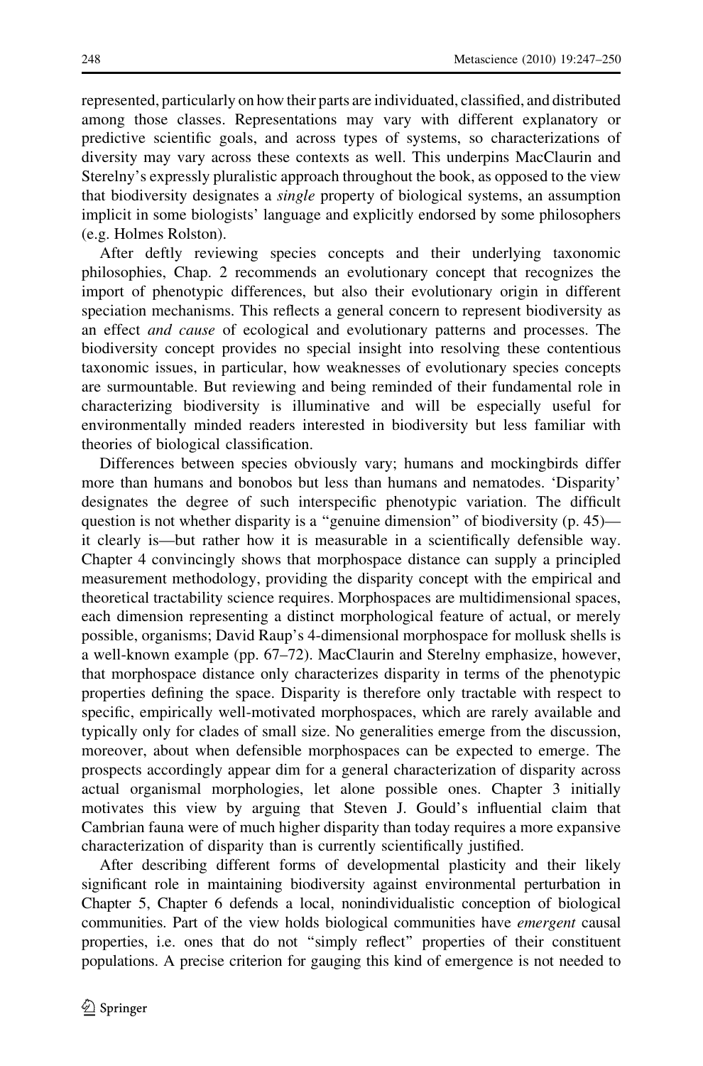represented, particularly on how their parts are individuated, classified, and distributed among those classes. Representations may vary with different explanatory or predictive scientific goals, and across types of systems, so characterizations of diversity may vary across these contexts as well. This underpins MacClaurin and Sterelny's expressly pluralistic approach throughout the book, as opposed to the view that biodiversity designates a *single* property of biological systems, an assumption implicit in some biologists' language and explicitly endorsed by some philosophers (e.g. Holmes Rolston).

After deftly reviewing species concepts and their underlying taxonomic philosophies, Chap. 2 recommends an evolutionary concept that recognizes the import of phenotypic differences, but also their evolutionary origin in different speciation mechanisms. This reflects a general concern to represent biodiversity as an effect *and cause* of ecological and evolutionary patterns and processes. The biodiversity concept provides no special insight into resolving these contentious taxonomic issues, in particular, how weaknesses of evolutionary species concepts are surmountable. But reviewing and being reminded of their fundamental role in characterizing biodiversity is illuminative and will be especially useful for environmentally minded readers interested in biodiversity but less familiar with theories of biological classification.

Differences between species obviously vary; humans and mockingbirds differ more than humans and bonobos but less than humans and nematodes. 'Disparity' designates the degree of such interspecific phenotypic variation. The difficult question is not whether disparity is a "genuine dimension" of biodiversity (p. 45)—it clearly is—but rather how it is measurable in a scientifically defensible way. Chapter 4 convincingly shows that morphospace distance can supply a principled measurement methodology, providing the disparity concept with the empirical and theoretical tractability science requires. Morphospaces are multidimensional spaces, each dimension representing a distinct morphological feature of actual, or merely possible, organisms; David Raup's 4-dimensional morphospace for mollusk shells is a well-known example (pp. 67–72). MacClaurin and Sterelny emphasize, however, that morphospace distance only characterizes disparity in terms of the phenotypic properties defining the space. Disparity is therefore only tractable with respect to specific, empirically well-motivated morphospaces, which are rarely available and typically only for clades of small size. No generalities emerge from the discussion, moreover, about when defensible morphospaces can be expected to emerge. The prospects accordingly appear dim for a general characterization of disparity across actual organismal morphologies, let alone possible ones. Chapter 3 initially motivates this view by arguing that Steven J. Gould's influential claim that Cambrian fauna were of much higher disparity than today requires a more expansive characterization of disparity than is currently scientifically justified.

After describing different forms of developmental plasticity and their likely significant role in maintaining biodiversity against environmental perturbation in Chapter 5, Chapter 6 defends a local, nonindividualistic conception of biological communities. Part of the view holds biological communities have *emergent* causal properties, i.e. ones that do not "simply reflect" properties of their constituent populations. A precise criterion for gauging this kind of emergence is not needed to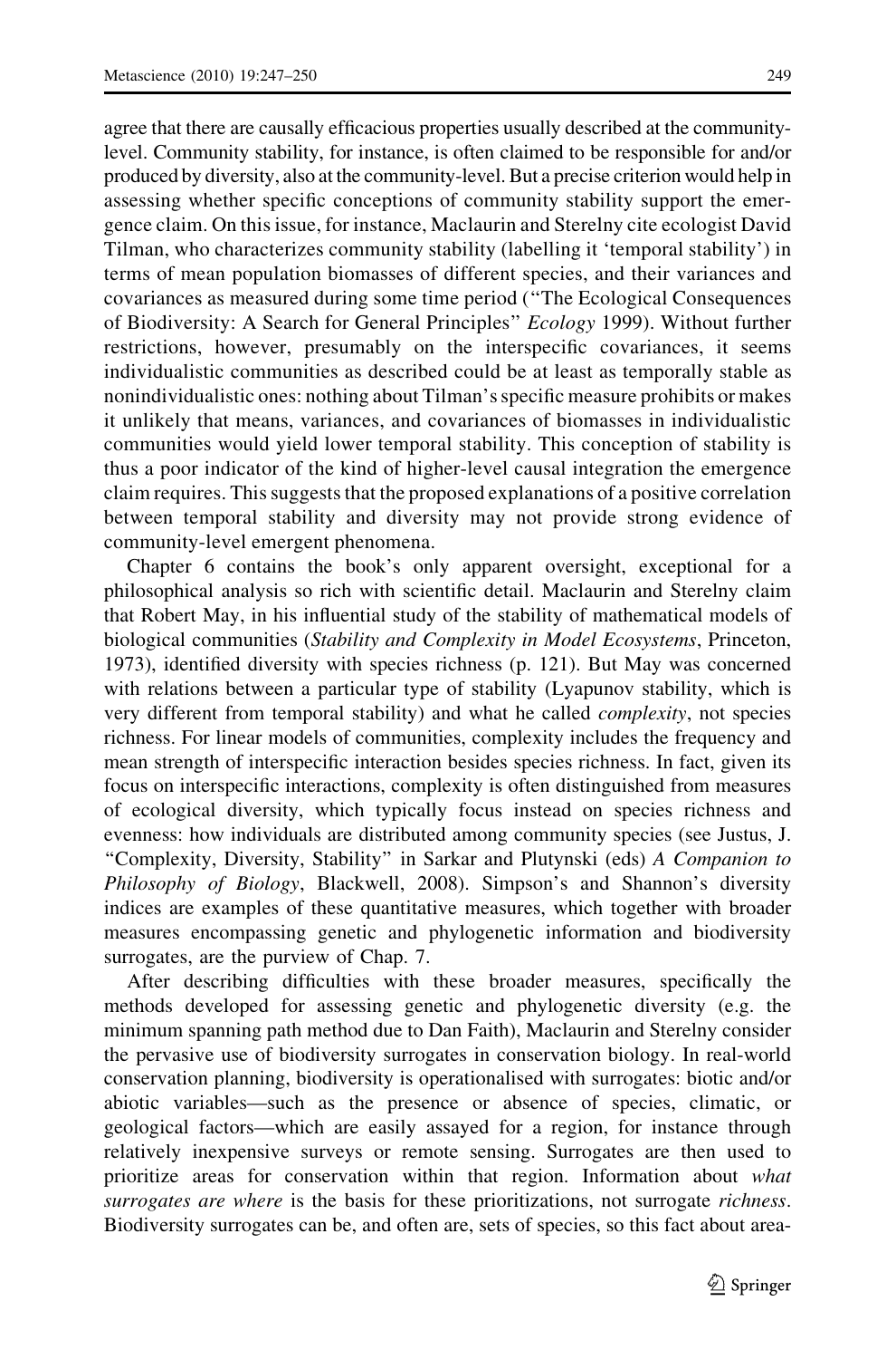agree that there are causally efficacious properties usually described at the community-level. Community stability, for instance, is often claimed to be responsible for and/or produced by diversity, also at the community-level. But a precise criterion would help in assessing whether specific conceptions of community stability support the emergence claim. On this issue, for instance, Maclaurin and Sterelny cite ecologist David Tilman, who characterizes community stability (labelling it 'temporal stability') in terms of mean population biomasses of different species, and their variances and covariances as measured during some time period ("The Ecological Consequences of Biodiversity: A Search for General Principles" *Ecology* 1999). Without further restrictions, however, presumably on the interspecific covariances, it seems individualistic communities as described could be at least as temporally stable as nonindividualistic ones: nothing about Tilman's specific measure prohibits or makes it unlikely that means, variances, and covariances of biomasses in individualistic communities would yield lower temporal stability. This conception of stability is thus a poor indicator of the kind of higher-level causal integration the emergence claim requires. This suggests that the proposed explanations of a positive correlation between temporal stability and diversity may not provide strong evidence of community-level emergent phenomena.

Chapter 6 contains the book's only apparent oversight, exceptional for a philosophical analysis so rich with scientific detail. Maclaurin and Sterelny claim that Robert May, in his influential study of the stability of mathematical models of biological communities (*Stability and Complexity in Model Ecosystems*, Princeton, 1973), identified diversity with species richness (p. 121). But May was concerned with relations between a particular type of stability (Lyapunov stability, which is very different from temporal stability) and what he called *complexity*, not species richness. For linear models of communities, complexity includes the frequency and mean strength of interspecific interaction besides species richness. In fact, given its focus on interspecific interactions, complexity is often distinguished from measures of ecological diversity, which typically focus instead on species richness and evenness: how individuals are distributed among community species (see Justus, J. "Complexity, Diversity, Stability" in Sarkar and Plutynski (eds) *A Companion to Philosophy of Biology*, Blackwell, 2008). Simpson's and Shannon's diversity indices are examples of these quantitative measures, which together with broader measures encompassing genetic and phylogenetic information and biodiversity surrogates, are the purview of Chap. 7.

After describing difficulties with these broader measures, specifically the methods developed for assessing genetic and phylogenetic diversity (e.g. the minimum spanning path method due to Dan Faith), Maclaurin and Sterelny consider the pervasive use of biodiversity surrogates in conservation biology. In real-world conservation planning, biodiversity is operationalised with surrogates: biotic and/or abiotic variables—such as the presence or absence of species, climatic, or geological factors—which are easily assayed for a region, for instance through relatively inexpensive surveys or remote sensing. Surrogates are then used to prioritize areas for conservation within that region. Information about *what surrogates are where* is the basis for these prioritizations, not surrogate *richness*. Biodiversity surrogates can be, and often are, sets of species, so this fact about area-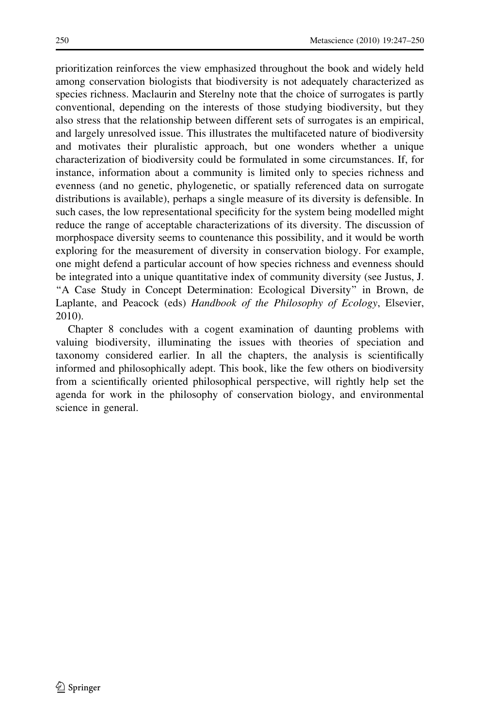prioritization reinforces the view emphasized throughout the book and widely held among conservation biologists that biodiversity is not adequately characterized as species richness. Maclaurin and Sterelny note that the choice of surrogates is partly conventional, depending on the interests of those studying biodiversity, but they also stress that the relationship between different sets of surrogates is an empirical, and largely unresolved issue. This illustrates the multifaceted nature of biodiversity and motivates their pluralistic approach, but one wonders whether a unique characterization of biodiversity could be formulated in some circumstances. If, for instance, information about a community is limited only to species richness and evenness (and no genetic, phylogenetic, or spatially referenced data on surrogate distributions is available), perhaps a single measure of its diversity is defensible. In such cases, the low representational specificity for the system being modelled might reduce the range of acceptable characterizations of its diversity. The discussion of morphospace diversity seems to countenance this possibility, and it would be worth exploring for the measurement of diversity in conservation biology. For example, one might defend a particular account of how species richness and evenness should be integrated into a unique quantitative index of community diversity (see Justus, J. "A Case Study in Concept Determination: Ecological Diversity" in Brown, de Laplante, and Peacock (eds) *Handbook of the Philosophy of Ecology*, Elsevier, 2010).

Chapter 8 concludes with a cogent examination of daunting problems with valuing biodiversity, illuminating the issues with theories of speciation and taxonomy considered earlier. In all the chapters, the analysis is scientifically informed and philosophically adept. This book, like the few others on biodiversity from a scientifically oriented philosophical perspective, will rightly help set the agenda for work in the philosophy of conservation biology, and environmental science in general.